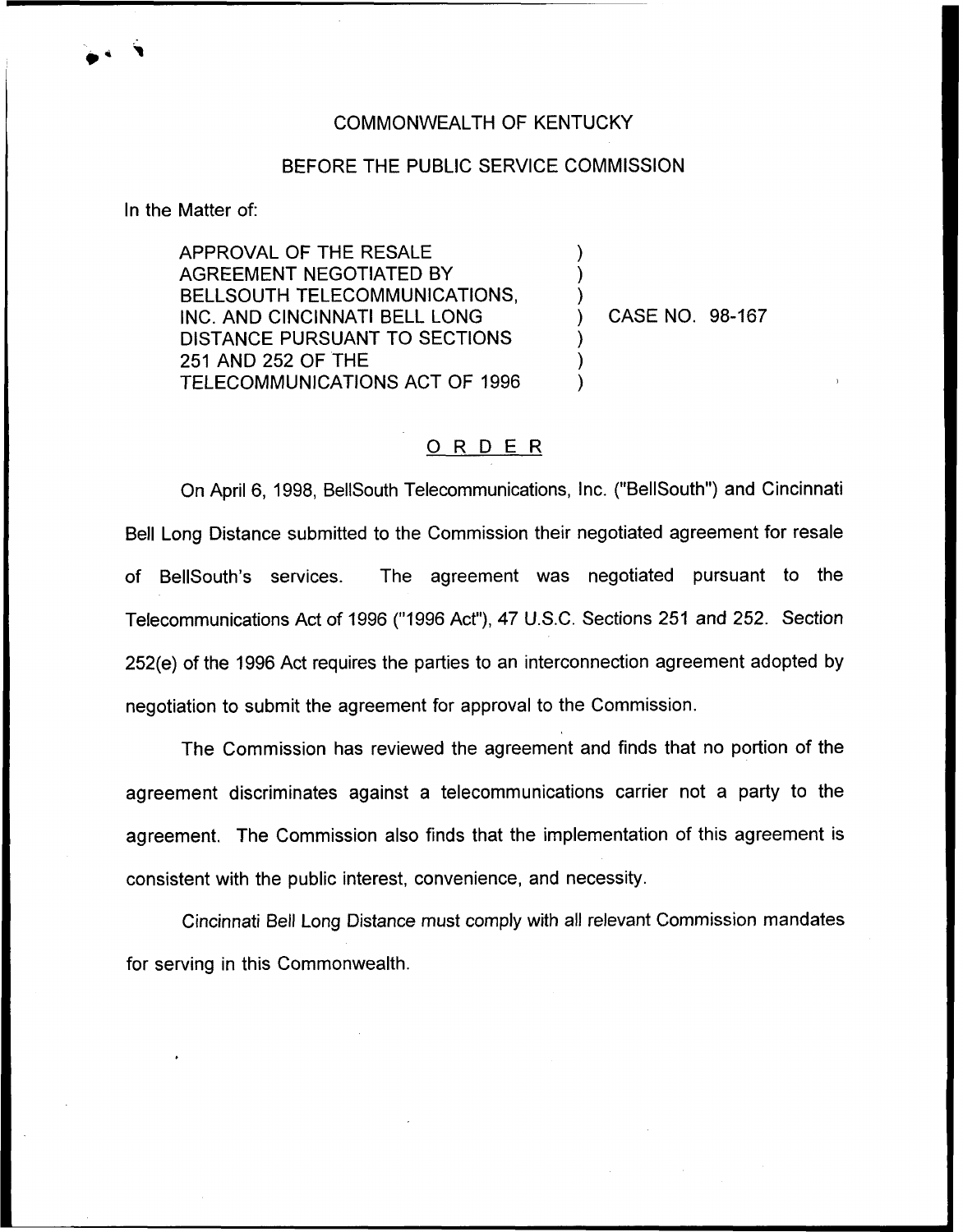COMMONWEALTH OF KENTUCKY

BEFORE THE PUBLIC SERVICE COMMISSION

In the Matter of:

APPROVAL OF THE RESALE AGREEMENT NEGOTIATED BY BELLSOUTH TELECOMMUNICATIONS, INC. AND CINCINNATI BELL LONG DISTANCE PURSUANT TO SECTIONS 251 AND 252 OF THE TELECOMMUNICATIONS ACT OF 1996 ) CASE NO. 98-167

## ORDER

On April 6, 1998, BellSouth Telecommunications, Inc. ("BellSouth") and Cincinnati Bell Long Distance submitted to the Commission their negotiated agreement for resale of BellSouth's services. The agreement was negotiated pursuant to the Telecommunications Act of 1996 ("1996 Act"), 47 U.S.C. Sections 251 and 252. Section 252(e) of the 1996 Act requires the parties to an interconnection agreement adopted by negotiation to submit the agreement for approval to the Commission.

The Commission has reviewed the agreement and finds that no portion of the agreement discriminates against a telecommunications carrier not a party to the agreement. The Commission also finds that the implementation of this agreement is consistent with the public interest, convenience, and necessity.

Cincinnati Bell Long Distance must comply with all relevant Commission mandates for serving in this Commonwealth.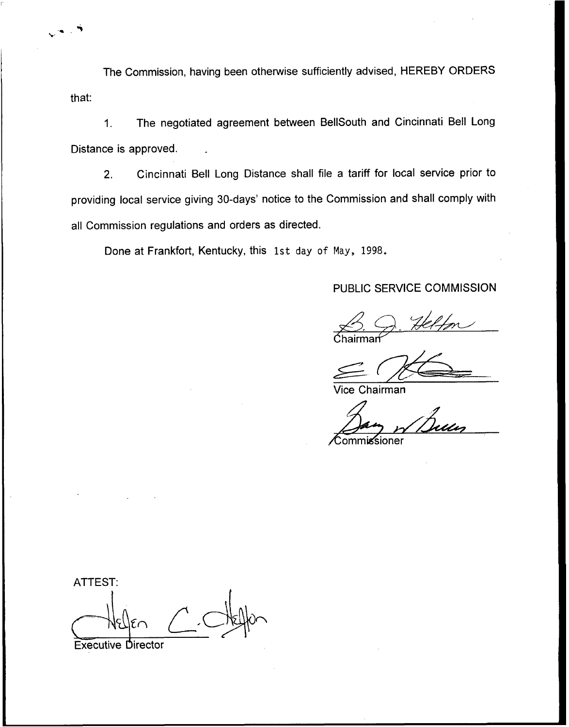The Commission, having been otherwise sufficiently advised, HEREBY ORDERS that:

1. The negotiated agreement between BellSouth and Cincinnati Bell Long Distance is approved.

2. Cincinnati Bell Long Distance shall file a tariff for local service prior to providing local service giving 30-days' notice to the Commission and shall comply with all Commission regulations and orders as directed.

Done at Frankfort, Kentucky, this 1st day of May, 1998.

PUBLIC SERVICE COMMISSION

Chairman

Vice Chairman

Commissioner

ATTEST:

Executive Director